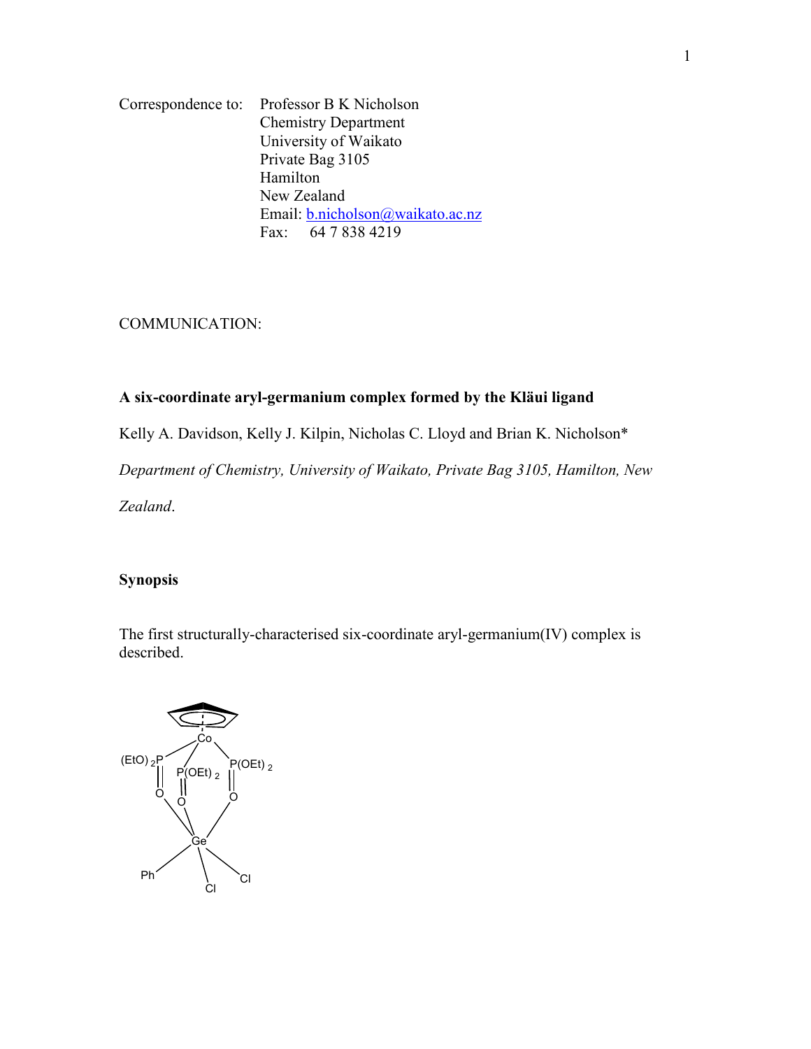Correspondence to: Professor B K Nicholson
Chemistry Department
University of Waikato
Private Bag 3105
Hamilton
New Zealand
Email: b.nicholson@waikato.ac.nz
Fax: 64 7 838 4219

COMMUNICATION:

**A six-coordinate aryl-germanium complex formed by the Kläui ligand**

Kelly A. Davidson, Kelly J. Kilpin, Nicholas C. Lloyd and Brian K. Nicholson*

*Department of Chemistry, University of Waikato, Private Bag 3105, Hamilton, New Zealand*.

**Synopsis**

The first structurally-characterised six-coordinate aryl-germanium(IV) complex is described.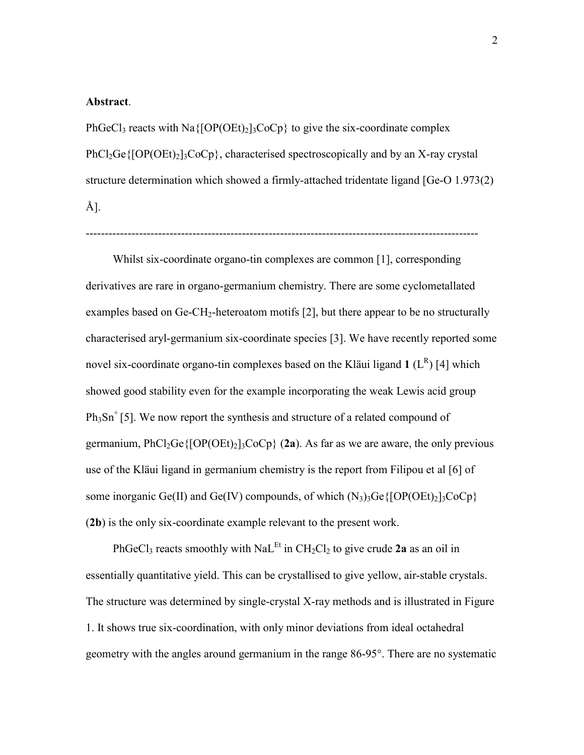**Abstract**.

$PhGeCl_3$ reacts with $Na\{[OP(OEt)_2]_3CoCp\}$ to give the six-coordinate complex $PhCl_2Ge\{[OP(OEt)_2]_3CoCp\}$, characterised spectroscopically and by an X-ray crystal structure determination which showed a firmly-attached tridentate ligand [Ge-O 1.973(2) Å].

---

Whilst six-coordinate organo-tin complexes are common [1], corresponding derivatives are rare in organo-germanium chemistry. There are some cyclometallated examples based on Ge-$CH_2$-heteroatom motifs [2], but there appear to be no structurally characterised aryl-germanium six-coordinate species [3]. We have recently reported some novel six-coordinate organo-tin complexes based on the Kläui ligand **1** ($L^R$) [4] which showed good stability even for the example incorporating the weak Lewis acid group $Ph_3Sn^+$ [5]. We now report the synthesis and structure of a related compound of germanium, $PhCl_2Ge\{[OP(OEt)_2]_3CoCp\}$ (**2a**). As far as we are aware, the only previous use of the Kläui ligand in germanium chemistry is the report from Filipou et al [6] of some inorganic Ge(II) and Ge(IV) compounds, of which $(N_3)_3Ge\{[OP(OEt)_2]_3CoCp\}$ (**2b**) is the only six-coordinate example relevant to the present work.

$PhGeCl_3$ reacts smoothly with $NaL^{Et}$ in $CH_2Cl_2$ to give crude **2a** as an oil in essentially quantitative yield. This can be crystallised to give yellow, air-stable crystals. The structure was determined by single-crystal X-ray methods and is illustrated in Figure 1. It shows true six-coordination, with only minor deviations from ideal octahedral geometry with the angles around germanium in the range 86-95°. There are no systematic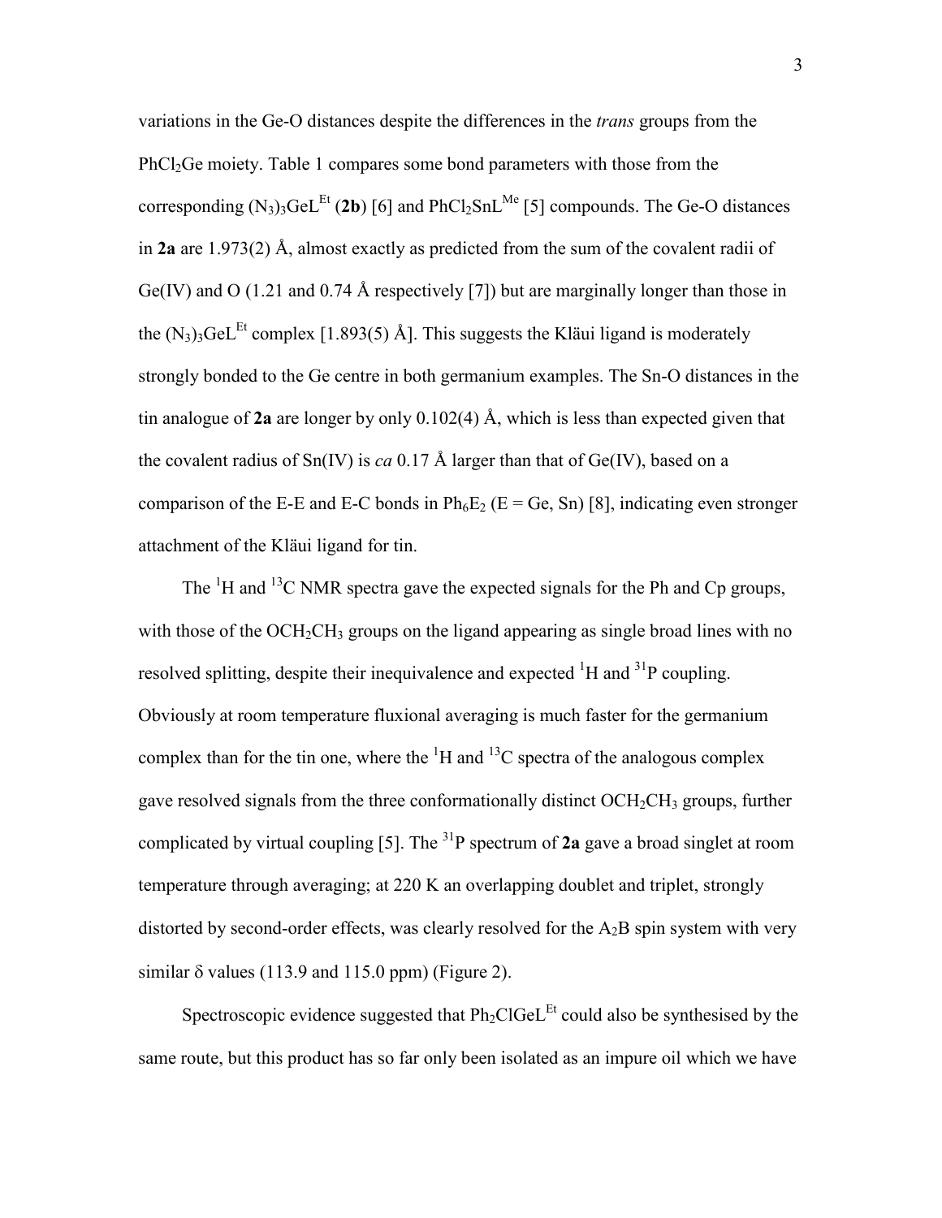variations in the Ge-O distances despite the differences in the *trans* groups from the $PhCl_2Ge$ moiety. Table 1 compares some bond parameters with those from the corresponding $(N_3)_3GeL^{Et}$ (**2b**) [6] and $PhCl_2SnL^{Me}$ [5] compounds. The Ge-O distances in **2a** are 1.973(2) Å, almost exactly as predicted from the sum of the covalent radii of Ge(IV) and O (1.21 and 0.74 Å respectively [7]) but are marginally longer than those in the $(N_3)_3GeL^{Et}$ complex [1.893(5) Å]. This suggests the Kläui ligand is moderately strongly bonded to the Ge centre in both germanium examples. The Sn-O distances in the tin analogue of **2a** are longer by only 0.102(4) Å, which is less than expected given that the covalent radius of Sn(IV) is *ca* 0.17 Å larger than that of Ge(IV), based on a comparison of the E-E and E-C bonds in $Ph_6E_2$ (E = Ge, Sn) [8], indicating even stronger attachment of the Kläui ligand for tin.

The $^{1}H$ and $^{13}C$ NMR spectra gave the expected signals for the Ph and Cp groups, with those of the $OCH_2CH_3$ groups on the ligand appearing as single broad lines with no resolved splitting, despite their inequivalence and expected $^{1}H$ and $^{31}P$ coupling. Obviously at room temperature fluxional averaging is much faster for the germanium complex than for the tin one, where the $^{1}H$ and $^{13}C$ spectra of the analogous complex gave resolved signals from the three conformationally distinct $OCH_2CH_3$ groups, further complicated by virtual coupling [5]. The $^{31}P$ spectrum of **2a** gave a broad singlet at room temperature through averaging; at 220 K an overlapping doublet and triplet, strongly distorted by second-order effects, was clearly resolved for the $A_2B$ spin system with very similar δ values (113.9 and 115.0 ppm) (Figure 2).

Spectroscopic evidence suggested that $Ph_2ClGeL^{Et}$ could also be synthesised by the same route, but this product has so far only been isolated as an impure oil which we have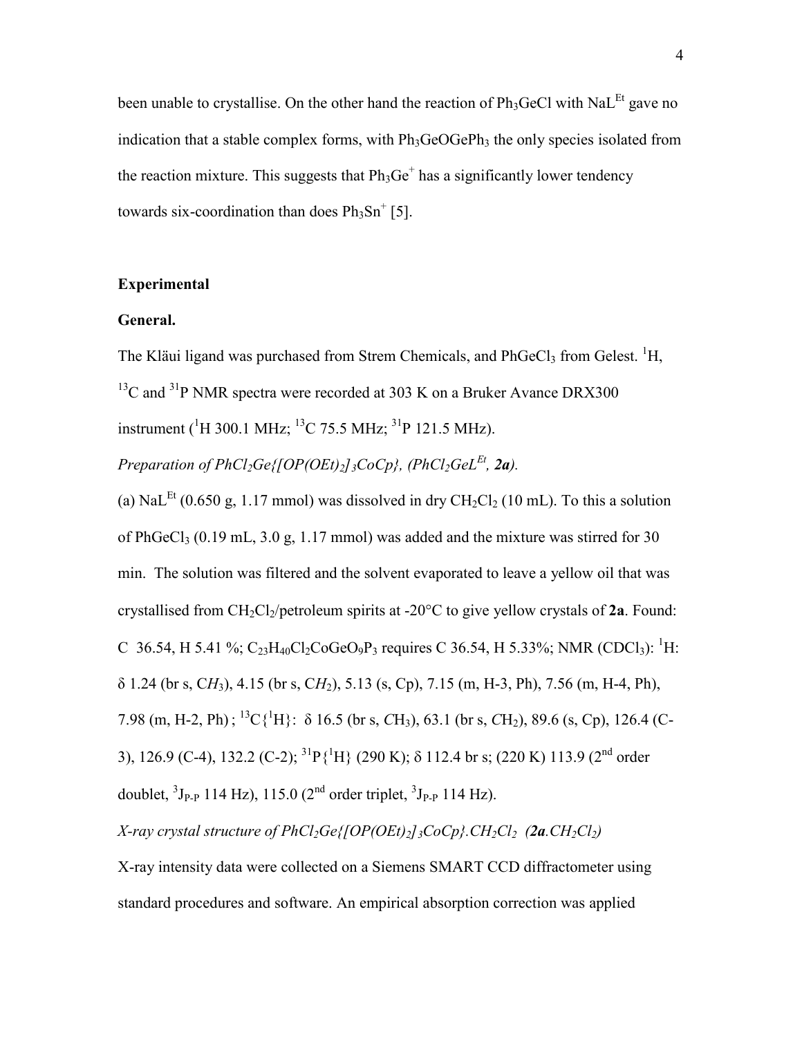been unable to crystallise. On the other hand the reaction of $Ph_3GeCl$ with $NaL^{Et}$ gave no indication that a stable complex forms, with $Ph_3GeOGePh_3$ the only species isolated from the reaction mixture. This suggests that $Ph_3Ge^+$ has a significantly lower tendency towards six-coordination than does $Ph_3Sn^+$ [5].

## Experimental

### General.

The Kläui ligand was purchased from Strem Chemicals, and $PhGeCl_3$ from Gelest. $^1H$, $^{13}C$ and $^{31}P$ NMR spectra were recorded at 303 K on a Bruker Avance DRX300 instrument ($^1H$ 300.1 MHz; $^{13}C$ 75.5 MHz; $^{31}P$ 121.5 MHz).

*Preparation of $PhCl_2Ge\{[OP(OEt)_2]_3CoCp\}$, ($PhCl_2GeL^{Et}$, **2a**).*

(a) $NaL^{Et}$ (0.650 g, 1.17 mmol) was dissolved in dry $CH_2Cl_2$ (10 mL). To this a solution of $PhGeCl_3$ (0.19 mL, 3.0 g, 1.17 mmol) was added and the mixture was stirred for 30 min. The solution was filtered and the solvent evaporated to leave a yellow oil that was crystallised from $CH_2Cl_2$/petroleum spirits at -20°C to give yellow crystals of **2a**. Found: C 36.54, H 5.41 %; $C_{23}H_{40}Cl_2CoGeO_9P_3$ requires C 36.54, H 5.33%; NMR ($CDCl_3$): $^1H$: δ 1.24 (br s, C$H_3$), 4.15 (br s, C$H_2$), 5.13 (s, Cp), 7.15 (m, H-3, Ph), 7.56 (m, H-4, Ph), 7.98 (m, H-2, Ph) ; $^{13}C\{^1H\}$: δ 16.5 (br s, $CH_3$), 63.1 (br s, $CH_2$), 89.6 (s, Cp), 126.4 (C-3), 126.9 (C-4), 132.2 (C-2); $^{31}P\{^1H\}$ (290 K); δ 112.4 br s; (220 K) 113.9 (2nd order doublet, $^3J_{P-P}$ 114 Hz), 115.0 (2nd order triplet, $^3J_{P-P}$ 114 Hz).

*X-ray crystal structure of $PhCl_2Ge\{[OP(OEt)_2]_3CoCp\}.CH_2Cl_2$ (**2a**.$CH_2Cl_2$)*

X-ray intensity data were collected on a Siemens SMART CCD diffractometer using standard procedures and software. An empirical absorption correction was applied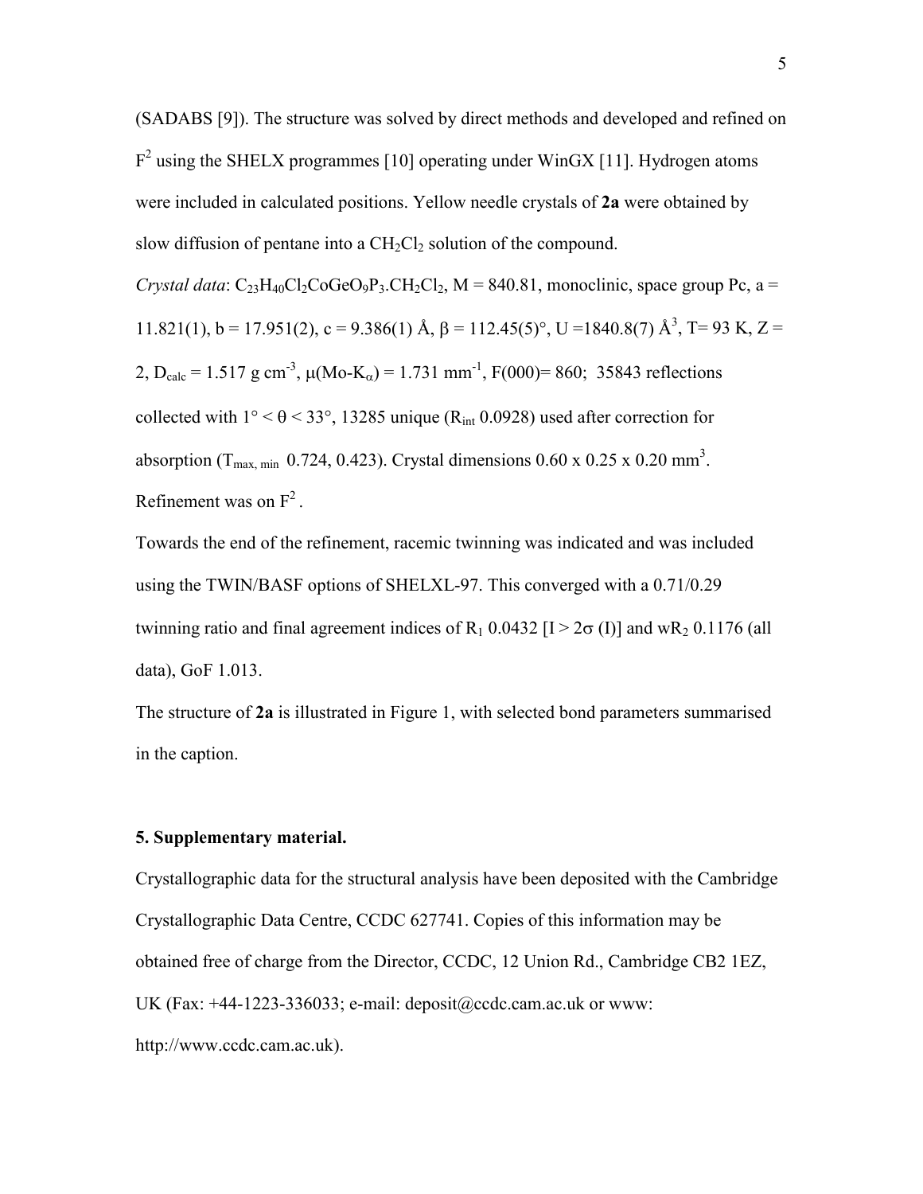(SADABS [9]). The structure was solved by direct methods and developed and refined on $F^2$ using the SHELX programmes [10] operating under WinGX [11]. Hydrogen atoms were included in calculated positions. Yellow needle crystals of **2a** were obtained by slow diffusion of pentane into a $CH_2Cl_2$ solution of the compound.

*Crystal data*: $C_{23}H_{40}Cl_2CoGeO_9P_3.CH_2Cl_2$, M = 840.81, monoclinic, space group Pc, a = 11.821(1), b = 17.951(2), c = 9.386(1) Å, β = 112.45(5)°, U =1840.8(7) Å$^3$, T= 93 K, Z = 2, $D_{calc}$ = 1.517 g cm$^{-3}$, μ(Mo-$K_\alpha$) = 1.731 mm$^{-1}$, F(000)= 860; 35843 reflections collected with 1° < θ < 33°, 13285 unique ($R_{int}$ 0.0928) used after correction for absorption ($T_{max, min}$ 0.724, 0.423). Crystal dimensions 0.60 x 0.25 x 0.20 mm$^3$. Refinement was on $F^2$.

Towards the end of the refinement, racemic twinning was indicated and was included using the TWIN/BASF options of SHELXL-97. This converged with a 0.71/0.29 twinning ratio and final agreement indices of $R_1$ 0.0432 [I > 2σ (I)] and $wR_2$ 0.1176 (all data), GoF 1.013.

The structure of **2a** is illustrated in Figure 1, with selected bond parameters summarised in the caption.

## 5. Supplementary material.

Crystallographic data for the structural analysis have been deposited with the Cambridge Crystallographic Data Centre, CCDC 627741. Copies of this information may be obtained free of charge from the Director, CCDC, 12 Union Rd., Cambridge CB2 1EZ, UK (Fax: +44-1223-336033; e-mail: deposit@ccdc.cam.ac.uk or www: http://www.ccdc.cam.ac.uk).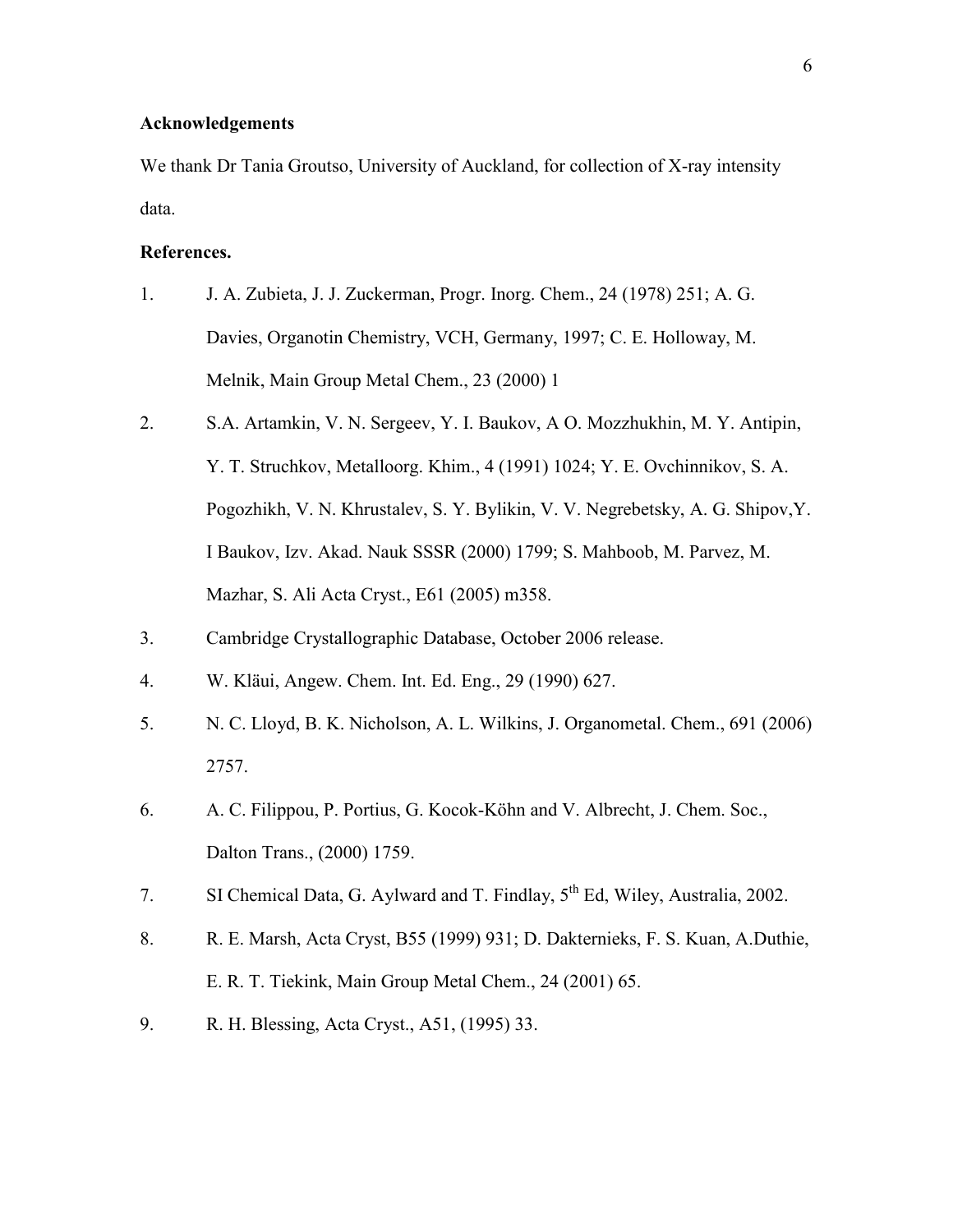**Acknowledgements**

We thank Dr Tania Groutso, University of Auckland, for collection of X-ray intensity data.

**References.**

1. J. A. Zubieta, J. J. Zuckerman, Progr. Inorg. Chem., 24 (1978) 251; A. G. Davies, Organotin Chemistry, VCH, Germany, 1997; C. E. Holloway, M. Melnik, Main Group Metal Chem., 23 (2000) 1
2. S.A. Artamkin, V. N. Sergeev, Y. I. Baukov, A O. Mozzhukhin, M. Y. Antipin, Y. T. Struchkov, Metalloorg. Khim., 4 (1991) 1024; Y. E. Ovchinnikov, S. A. Pogozhikh, V. N. Khrustalev, S. Y. Bylikin, V. V. Negrebetsky, A. G. Shipov,Y. I Baukov, Izv. Akad. Nauk SSSR (2000) 1799; S. Mahboob, M. Parvez, M. Mazhar, S. Ali Acta Cryst., E61 (2005) m358.
3. Cambridge Crystallographic Database, October 2006 release.
4. W. Kläui, Angew. Chem. Int. Ed. Eng., 29 (1990) 627.
5. N. C. Lloyd, B. K. Nicholson, A. L. Wilkins, J. Organometal. Chem., 691 (2006) 2757.
6. A. C. Filippou, P. Portius, G. Kocok-Köhn and V. Albrecht, J. Chem. Soc., Dalton Trans., (2000) 1759.
7. SI Chemical Data, G. Aylward and T. Findlay, 5th Ed, Wiley, Australia, 2002.
8. R. E. Marsh, Acta Cryst, B55 (1999) 931; D. Dakternieks, F. S. Kuan, A.Duthie, E. R. T. Tiekink, Main Group Metal Chem., 24 (2001) 65.
9. R. H. Blessing, Acta Cryst., A51, (1995) 33.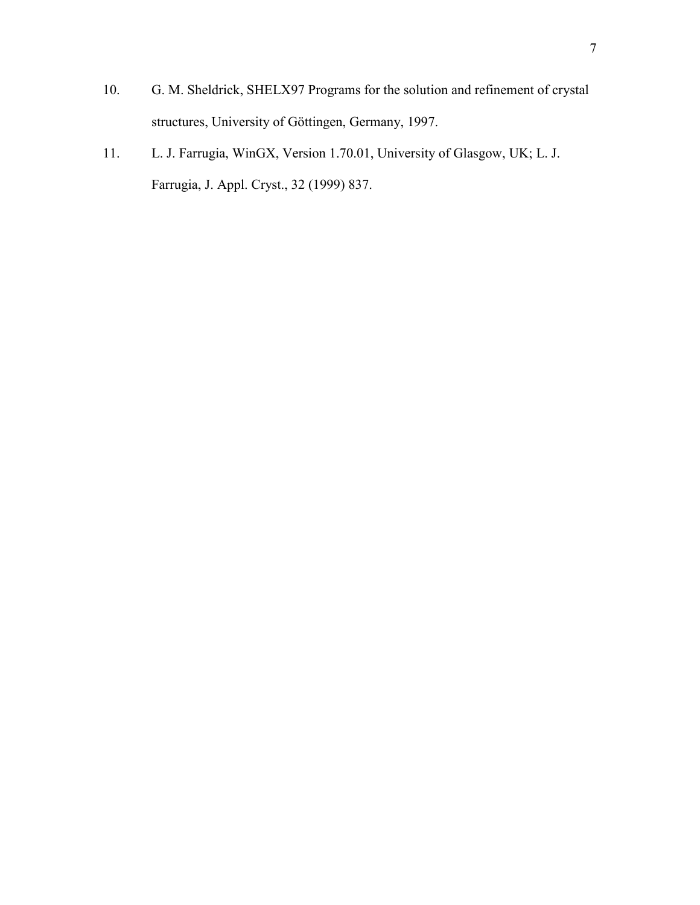10. G. M. Sheldrick, SHELX97 Programs for the solution and refinement of crystal structures, University of Göttingen, Germany, 1997.
11. L. J. Farrugia, WinGX, Version 1.70.01, University of Glasgow, UK; L. J. Farrugia, J. Appl. Cryst., 32 (1999) 837.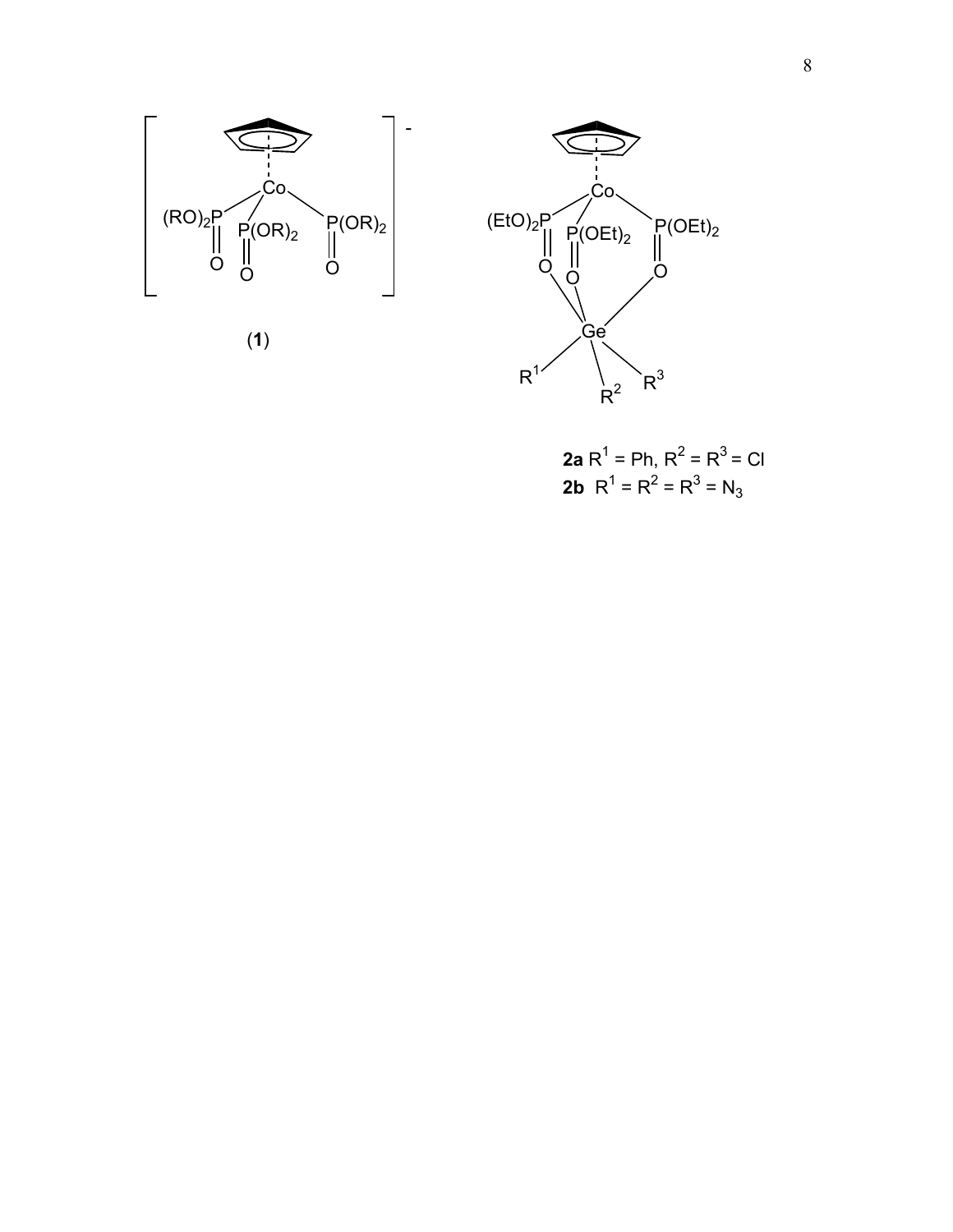(**1**)

**2a** $R^1$ = Ph, $R^2$ = $R^3$ = Cl
**2b** $R^1$ = $R^2$ = $R^3$ = $N_3$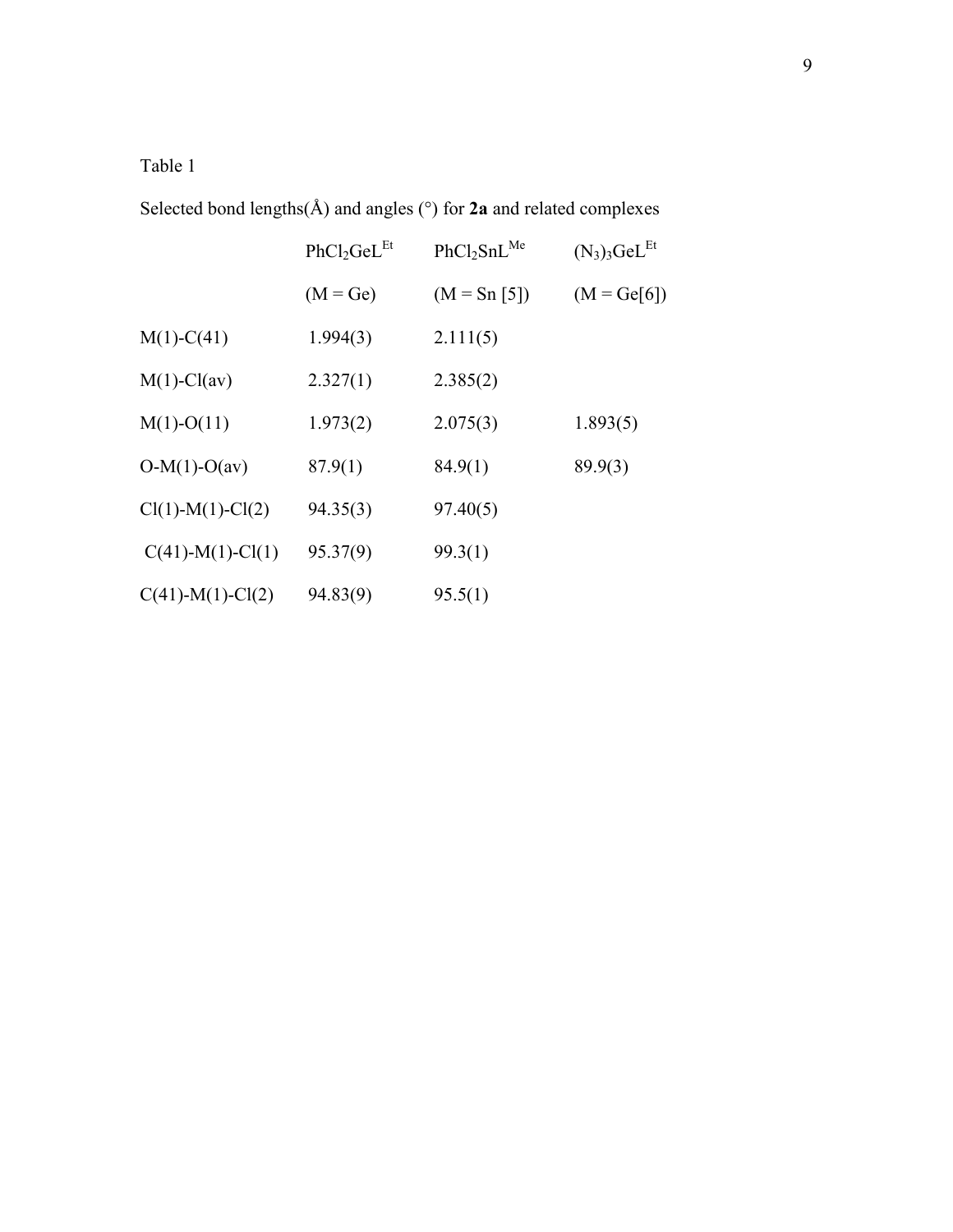Table 1

Selected bond lengths(Å) and angles (°) for **2a** and related complexes

| | $PhCl_2GeL^{Et}$ | $PhCl_2SnL^{Me}$ | $(N_3)_3GeL^{Et}$ |
|---|---|---|---|
| | (M = Ge) | (M = Sn [5]) | (M = Ge[6]) |
| M(1)-C(41) | 1.994(3) | 2.111(5) | |
| M(1)-Cl(av) | 2.327(1) | 2.385(2) | |
| M(1)-O(11) | 1.973(2) | 2.075(3) | 1.893(5) |
| O-M(1)-O(av) | 87.9(1) | 84.9(1) | 89.9(3) |
| Cl(1)-M(1)-Cl(2) | 94.35(3) | 97.40(5) | |
| C(41)-M(1)-Cl(1) | 95.37(9) | 99.3(1) | |
| C(41)-M(1)-Cl(2) | 94.83(9) | 95.5(1) | |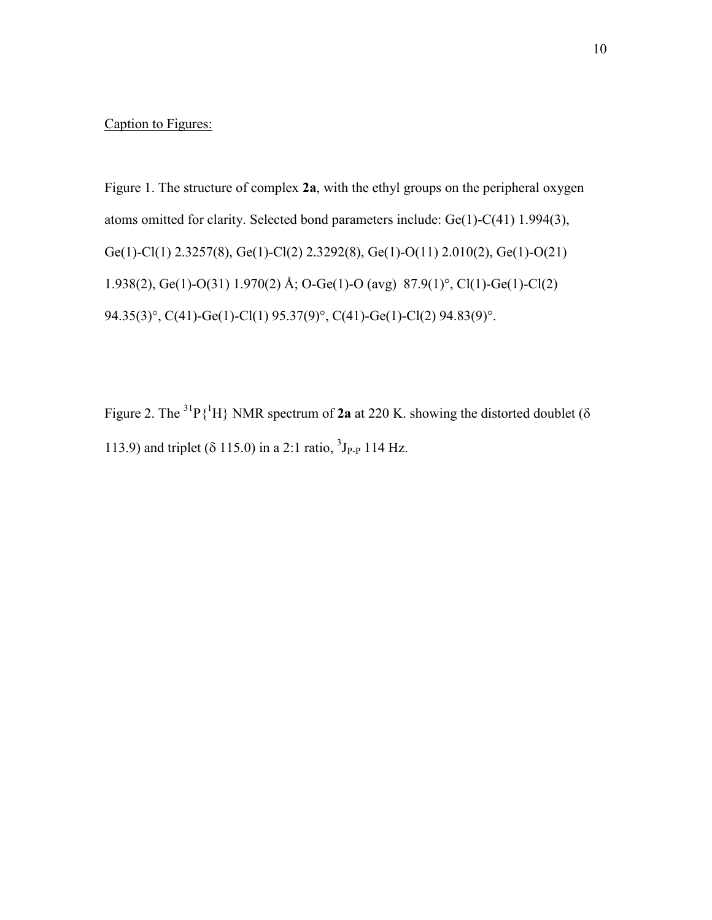Caption to Figures:

Figure 1. The structure of complex **2a**, with the ethyl groups on the peripheral oxygen atoms omitted for clarity. Selected bond parameters include: Ge(1)-C(41) 1.994(3), Ge(1)-Cl(1) 2.3257(8), Ge(1)-Cl(2) 2.3292(8), Ge(1)-O(11) 2.010(2), Ge(1)-O(21) 1.938(2), Ge(1)-O(31) 1.970(2) Å; O-Ge(1)-O (avg) 87.9(1)°, Cl(1)-Ge(1)-Cl(2) 94.35(3)°, C(41)-Ge(1)-Cl(1) 95.37(9)°, C(41)-Ge(1)-Cl(2) 94.83(9)°.

Figure 2. The $^{31}P\{^{1}H\}$ NMR spectrum of **2a** at 220 K. showing the distorted doublet (δ 113.9) and triplet (δ 115.0) in a 2:1 ratio, $^{3}J_{P\text{-}P}$ 114 Hz.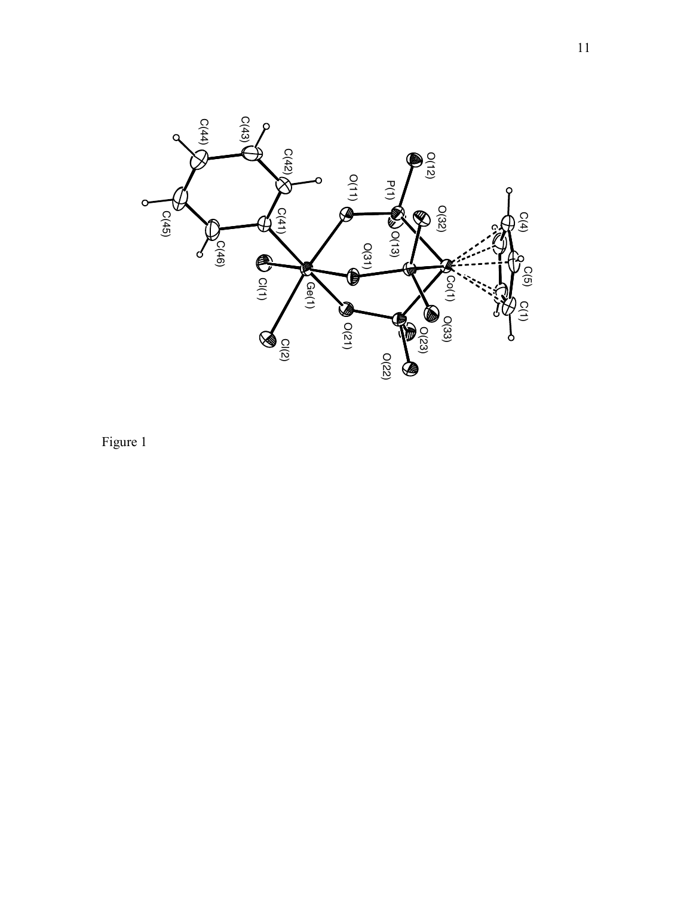Figure 1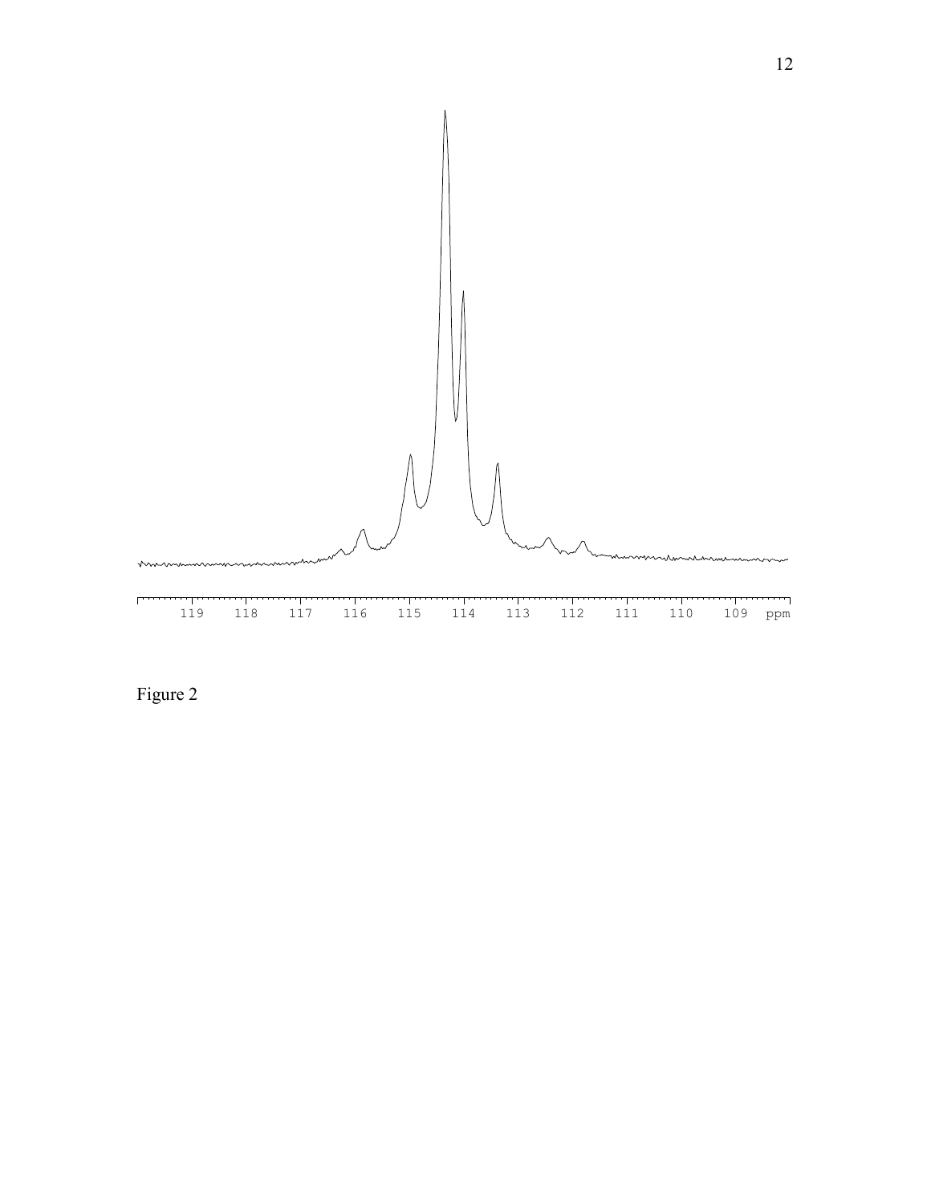119 118 117 116 115 114 113 112 111 110 109 ppm

Figure 2